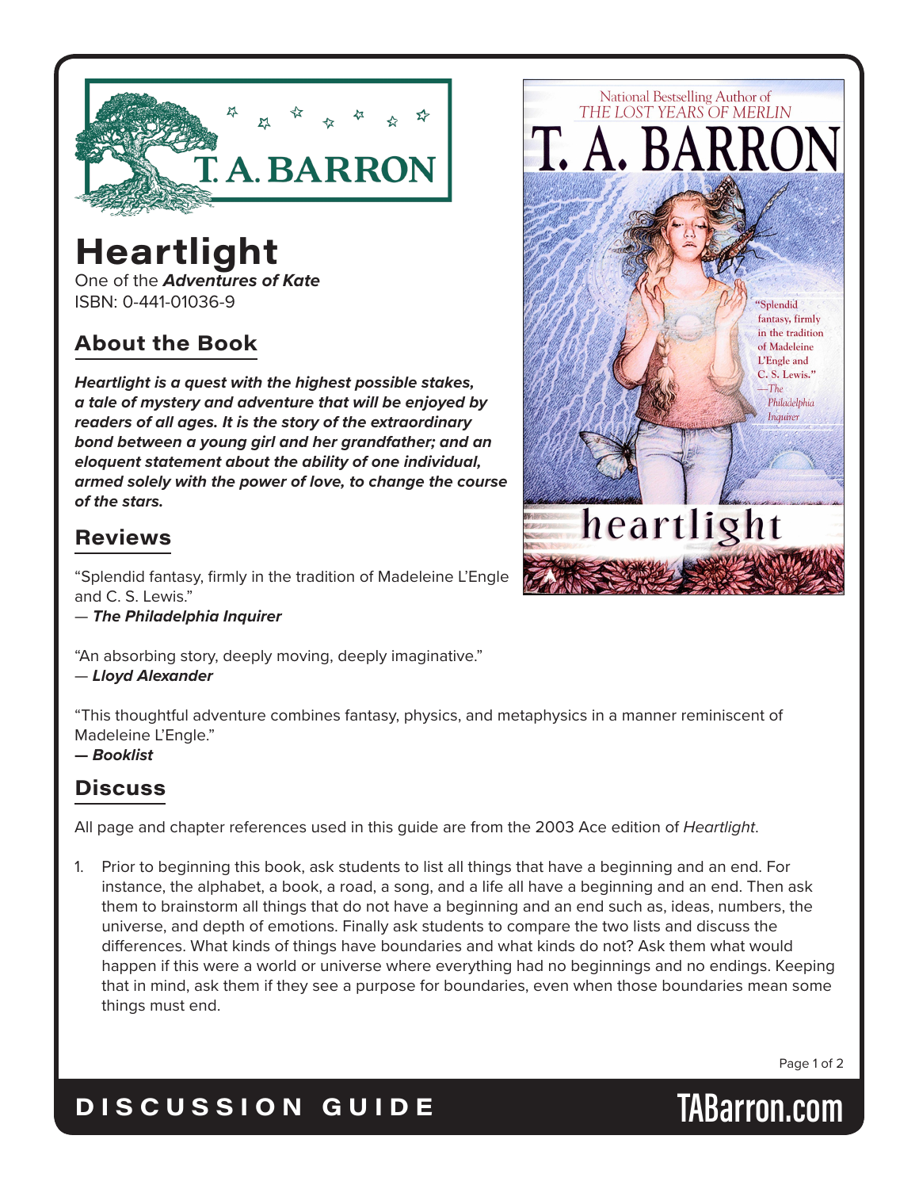# Heartlight

One of the ***Adventures of Kate***
ISBN: 0-441-01036-9

## About the Book

***Heartlight is a quest with the highest possible stakes, a tale of mystery and adventure that will be enjoyed by readers of all ages. It is the story of the extraordinary bond between a young girl and her grandfather; and an eloquent statement about the ability of one individual, armed solely with the power of love, to change the course of the stars.***

## Reviews

"Splendid fantasy, firmly in the tradition of Madeleine L'Engle and C. S. Lewis."
— ***The Philadelphia Inquirer***

"An absorbing story, deeply moving, deeply imaginative."
— ***Lloyd Alexander***

"This thoughtful adventure combines fantasy, physics, and metaphysics in a manner reminiscent of Madeleine L'Engle."
**— *Booklist***

## Discuss

All page and chapter references used in this guide are from the 2003 Ace edition of *Heartlight*.

1. Prior to beginning this book, ask students to list all things that have a beginning and an end. For instance, the alphabet, a book, a road, a song, and a life all have a beginning and an end. Then ask them to brainstorm all things that do not have a beginning and an end such as, ideas, numbers, the universe, and depth of emotions. Finally ask students to compare the two lists and discuss the differences. What kinds of things have boundaries and what kinds do not? Ask them what would happen if this were a world or universe where everything had no beginnings and no endings. Keeping that in mind, ask them if they see a purpose for boundaries, even when those boundaries mean some things must end.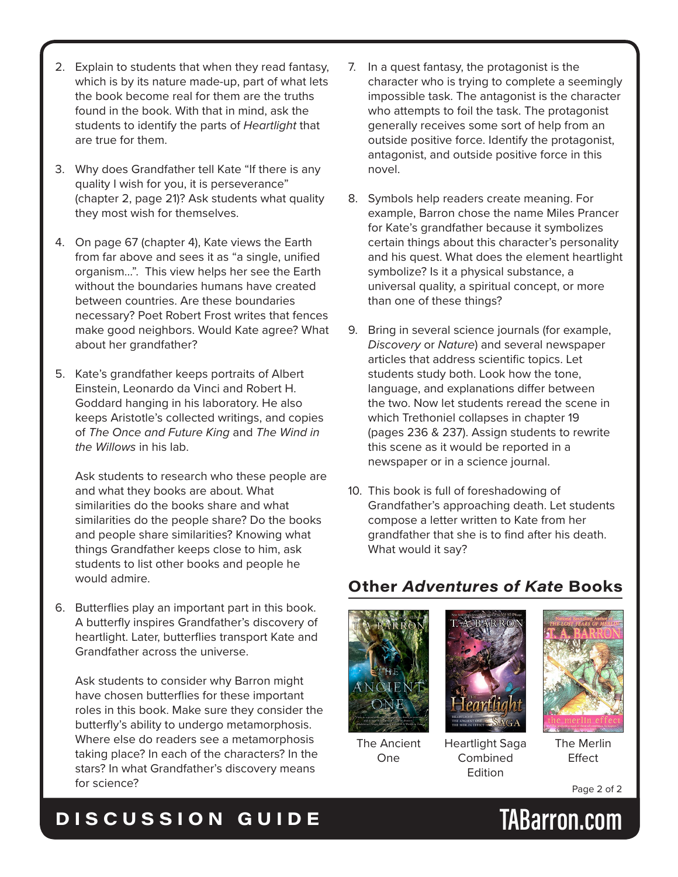2. Explain to students that when they read fantasy, which is by its nature made-up, part of what lets the book become real for them are the truths found in the book. With that in mind, ask the students to identify the parts of *Heartlight* that are true for them.

3. Why does Grandfather tell Kate "If there is any quality I wish for you, it is perseverance" (chapter 2, page 21)? Ask students what quality they most wish for themselves.

4. On page 67 (chapter 4), Kate views the Earth from far above and sees it as "a single, unified organism...". This view helps her see the Earth without the boundaries humans have created between countries. Are these boundaries necessary? Poet Robert Frost writes that fences make good neighbors. Would Kate agree? What about her grandfather?

5. Kate's grandfather keeps portraits of Albert Einstein, Leonardo da Vinci and Robert H. Goddard hanging in his laboratory. He also keeps Aristotle's collected writings, and copies of *The Once and Future King* and *The Wind in the Willows* in his lab.

   Ask students to research who these people are and what they books are about. What similarities do the books share and what similarities do the people share? Do the books and people share similarities? Knowing what things Grandfather keeps close to him, ask students to list other books and people he would admire.

6. Butterflies play an important part in this book. A butterfly inspires Grandfather's discovery of heartlight. Later, butterflies transport Kate and Grandfather across the universe.

   Ask students to consider why Barron might have chosen butterflies for these important roles in this book. Make sure they consider the butterfly's ability to undergo metamorphosis. Where else do readers see a metamorphosis taking place? In each of the characters? In the stars? In what Grandfather's discovery means for science?

7. In a quest fantasy, the protagonist is the character who is trying to complete a seemingly impossible task. The antagonist is the character who attempts to foil the task. The protagonist generally receives some sort of help from an outside positive force. Identify the protagonist, antagonist, and outside positive force in this novel.

8. Symbols help readers create meaning. For example, Barron chose the name Miles Prancer for Kate's grandfather because it symbolizes certain things about this character's personality and his quest. What does the element heartlight symbolize? Is it a physical substance, a universal quality, a spiritual concept, or more than one of these things?

9. Bring in several science journals (for example, *Discovery* or *Nature*) and several newspaper articles that address scientific topics. Let students study both. Look how the tone, language, and explanations differ between the two. Now let students reread the scene in which Trethoniel collapses in chapter 19 (pages 236 & 237). Assign students to rewrite this scene as it would be reported in a newspaper or in a science journal.

10. This book is full of foreshadowing of Grandfather's approaching death. Let students compose a letter written to Kate from her grandfather that she is to find after his death. What would it say?

## Other *Adventures of Kate* Books

The Ancient One

Heartlight Saga Combined Edition

The Merlin Effect

**DISCUSSION GUIDE**

TABarron.com